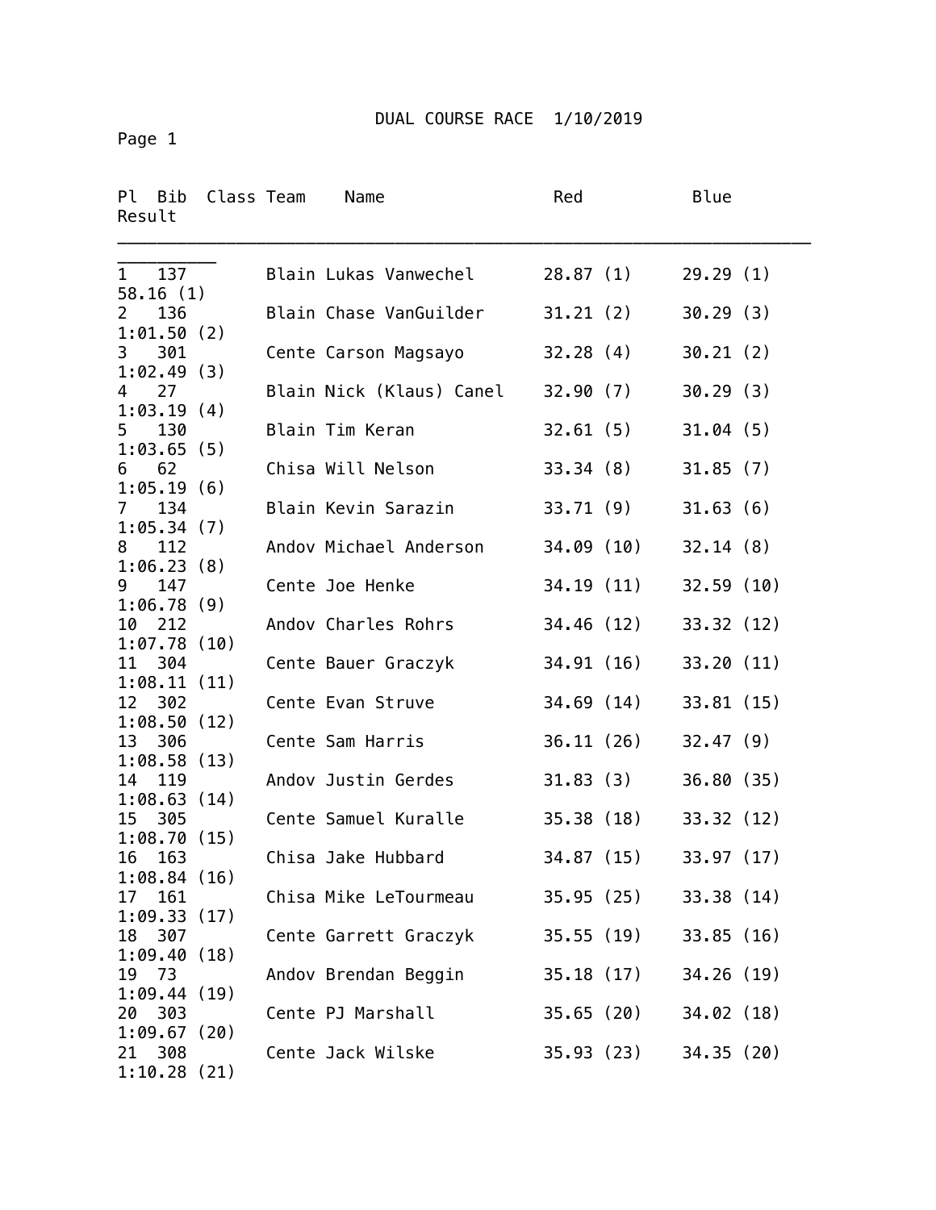# DUAL COURSE RACE 1/10/2019

| Pl | Bib | Class | Team | Name | Red | Blue | Result |
|---|---|---|---|---|---|---|---|
| 1 | 137 | | Blain | Lukas Vanwechel | 28.87 (1) | 29.29 (1) | 58.16 (1) |
| 2 | 136 | | Blain | Chase VanGuilder | 31.21 (2) | 30.29 (3) | 1:01.50 (2) |
| 3 | 301 | | Cente | Carson Magsayo | 32.28 (4) | 30.21 (2) | 1:02.49 (3) |
| 4 | 27 | | Blain | Nick (Klaus) Canel | 32.90 (7) | 30.29 (3) | 1:03.19 (4) |
| 5 | 130 | | Blain | Tim Keran | 32.61 (5) | 31.04 (5) | 1:03.65 (5) |
| 6 | 62 | | Chisa | Will Nelson | 33.34 (8) | 31.85 (7) | 1:05.19 (6) |
| 7 | 134 | | Blain | Kevin Sarazin | 33.71 (9) | 31.63 (6) | 1:05.34 (7) |
| 8 | 112 | | Andov | Michael Anderson | 34.09 (10) | 32.14 (8) | 1:06.23 (8) |
| 9 | 147 | | Cente | Joe Henke | 34.19 (11) | 32.59 (10) | 1:06.78 (9) |
| 10 | 212 | | Andov | Charles Rohrs | 34.46 (12) | 33.32 (12) | 1:07.78 (10) |
| 11 | 304 | | Cente | Bauer Graczyk | 34.91 (16) | 33.20 (11) | 1:08.11 (11) |
| 12 | 302 | | Cente | Evan Struve | 34.69 (14) | 33.81 (15) | 1:08.50 (12) |
| 13 | 306 | | Cente | Sam Harris | 36.11 (26) | 32.47 (9) | 1:08.58 (13) |
| 14 | 119 | | Andov | Justin Gerdes | 31.83 (3) | 36.80 (35) | 1:08.63 (14) |
| 15 | 305 | | Cente | Samuel Kuralle | 35.38 (18) | 33.32 (12) | 1:08.70 (15) |
| 16 | 163 | | Chisa | Jake Hubbard | 34.87 (15) | 33.97 (17) | 1:08.84 (16) |
| 17 | 161 | | Chisa | Mike LeTourmeau | 35.95 (25) | 33.38 (14) | 1:09.33 (17) |
| 18 | 307 | | Cente | Garrett Graczyk | 35.55 (19) | 33.85 (16) | 1:09.40 (18) |
| 19 | 73 | | Andov | Brendan Beggin | 35.18 (17) | 34.26 (19) | 1:09.44 (19) |
| 20 | 303 | | Cente | PJ Marshall | 35.65 (20) | 34.02 (18) | 1:09.67 (20) |
| 21 | 308 | | Cente | Jack Wilske | 35.93 (23) | 34.35 (20) | 1:10.28 (21) |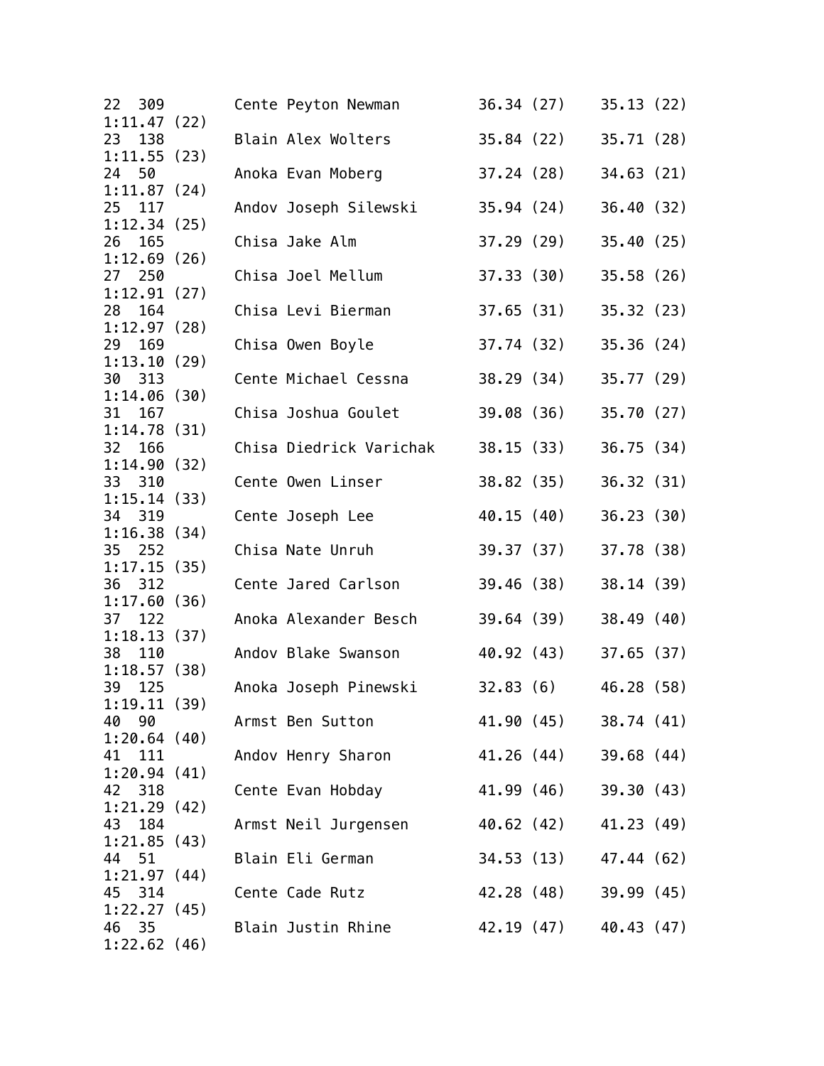```
22  309        Cente Peyton Newman        36.34 (27)    35.13 (22)
1:11.47 (22)
23  138        Blain Alex Wolters         35.84 (22)    35.71 (28)
1:11.55 (23)
24  50         Anoka Evan Moberg          37.24 (28)    34.63 (21)
1:11.87 (24)
25  117        Andov Joseph Silewski      35.94 (24)    36.40 (32)
1:12.34 (25)
26  165        Chisa Jake Alm             37.29 (29)    35.40 (25)
1:12.69 (26)
27  250        Chisa Joel Mellum          37.33 (30)    35.58 (26)
1:12.91 (27)
28  164        Chisa Levi Bierman         37.65 (31)    35.32 (23)
1:12.97 (28)
29  169        Chisa Owen Boyle           37.74 (32)    35.36 (24)
1:13.10 (29)
30  313        Cente Michael Cessna       38.29 (34)    35.77 (29)
1:14.06 (30)
31  167        Chisa Joshua Goulet        39.08 (36)    35.70 (27)
1:14.78 (31)
32  166        Chisa Diedrick Varichak    38.15 (33)    36.75 (34)
1:14.90 (32)
33  310        Cente Owen Linser          38.82 (35)    36.32 (31)
1:15.14 (33)
34  319        Cente Joseph Lee           40.15 (40)    36.23 (30)
1:16.38 (34)
35  252        Chisa Nate Unruh           39.37 (37)    37.78 (38)
1:17.15 (35)
36  312        Cente Jared Carlson        39.46 (38)    38.14 (39)
1:17.60 (36)
37  122        Anoka Alexander Besch      39.64 (39)    38.49 (40)
1:18.13 (37)
38  110        Andov Blake Swanson        40.92 (43)    37.65 (37)
1:18.57 (38)
39  125        Anoka Joseph Pinewski      32.83 (6)     46.28 (58)
1:19.11 (39)
40  90         Armst Ben Sutton           41.90 (45)    38.74 (41)
1:20.64 (40)
41  111        Andov Henry Sharon         41.26 (44)    39.68 (44)
1:20.94 (41)
42  318        Cente Evan Hobday          41.99 (46)    39.30 (43)
1:21.29 (42)
43  184        Armst Neil Jurgensen       40.62 (42)    41.23 (49)
1:21.85 (43)
44  51         Blain Eli German           34.53 (13)    47.44 (62)
1:21.97 (44)
45  314        Cente Cade Rutz            42.28 (48)    39.99 (45)
1:22.27 (45)
46  35         Blain Justin Rhine         42.19 (47)    40.43 (47)
1:22.62 (46)
```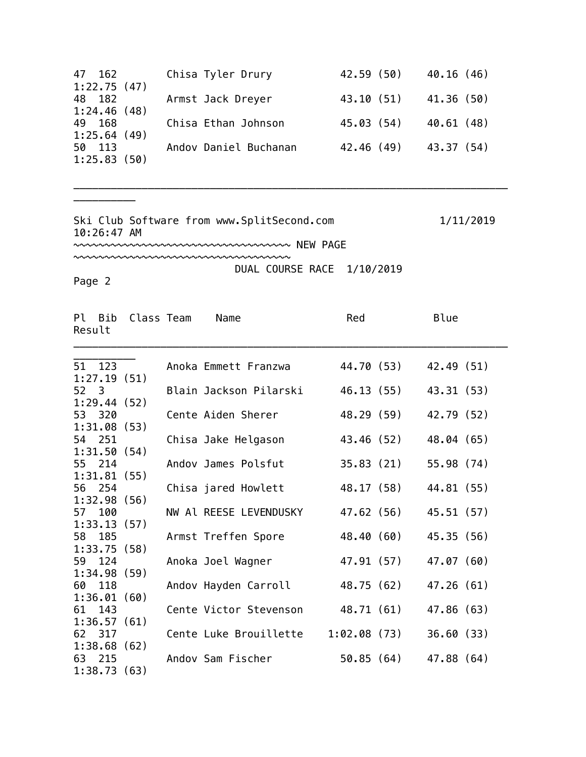| Pl | Bib | Class | Team | Name | Red | Blue | Result |
|---|---|---|---|---|---|---|---|
| 47 | 162 | | Chisa | Tyler Drury | 42.59 (50) | 40.16 (46) | 1:22.75 (47) |
| 48 | 182 | | Armst | Jack Dreyer | 43.10 (51) | 41.36 (50) | 1:24.46 (48) |
| 49 | 168 | | Chisa | Ethan Johnson | 45.03 (54) | 40.61 (48) | 1:25.64 (49) |
| 50 | 113 | | Andov | Daniel Buchanan | 42.46 (49) | 43.37 (54) | 1:25.83 (50) |

Ski Club Software from www.SplitSecond.com 1/11/2019 10:26:47 AM

~~~~~~~~~~~~~~~~~~~~~~~~~~~~~~~~~~~~ NEW PAGE ~~~~~~~~~~~~~~~~~~~~~~~~~~~~~~~~~~~~

DUAL COURSE RACE 1/10/2019

Page 2

| Pl | Bib | Class | Team | Name | Red | Blue | Result |
|---|---|---|---|---|---|---|---|
| 51 | 123 | | Anoka | Emmett Franzwa | 44.70 (53) | 42.49 (51) | 1:27.19 (51) |
| 52 | 3 | | Blain | Jackson Pilarski | 46.13 (55) | 43.31 (53) | 1:29.44 (52) |
| 53 | 320 | | Cente | Aiden Sherer | 48.29 (59) | 42.79 (52) | 1:31.08 (53) |
| 54 | 251 | | Chisa | Jake Helgason | 43.46 (52) | 48.04 (65) | 1:31.50 (54) |
| 55 | 214 | | Andov | James Polsfut | 35.83 (21) | 55.98 (74) | 1:31.81 (55) |
| 56 | 254 | | Chisa | jared Howlett | 48.17 (58) | 44.81 (55) | 1:32.98 (56) |
| 57 | 100 | | NW Al | REESE LEVENDUSKY | 47.62 (56) | 45.51 (57) | 1:33.13 (57) |
| 58 | 185 | | Armst | Treffen Spore | 48.40 (60) | 45.35 (56) | 1:33.75 (58) |
| 59 | 124 | | Anoka | Joel Wagner | 47.91 (57) | 47.07 (60) | 1:34.98 (59) |
| 60 | 118 | | Andov | Hayden Carroll | 48.75 (62) | 47.26 (61) | 1:36.01 (60) |
| 61 | 143 | | Cente | Victor Stevenson | 48.71 (61) | 47.86 (63) | 1:36.57 (61) |
| 62 | 317 | | Cente | Luke Brouillette | 1:02.08 (73) | 36.60 (33) | 1:38.68 (62) |
| 63 | 215 | | Andov | Sam Fischer | 50.85 (64) | 47.88 (64) | 1:38.73 (63) |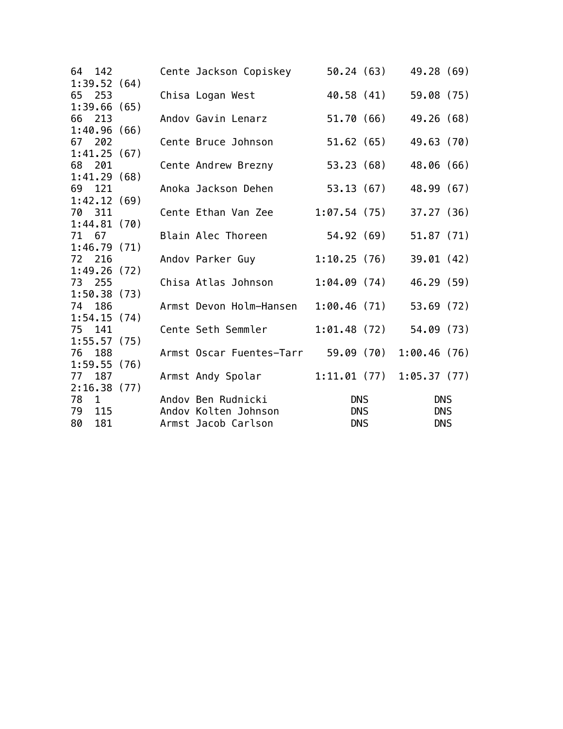```
64  142        Cente Jackson Copiskey      50.24 (63)    49.28 (69)
1:39.52 (64)
65  253        Chisa Logan West            40.58 (41)    59.08 (75)
1:39.66 (65)
66  213        Andov Gavin Lenarz          51.70 (66)    49.26 (68)
1:40.96 (66)
67  202        Cente Bruce Johnson         51.62 (65)    49.63 (70)
1:41.25 (67)
68  201        Cente Andrew Brezny         53.23 (68)    48.06 (66)
1:41.29 (68)
69  121        Anoka Jackson Dehen         53.13 (67)    48.99 (67)
1:42.12 (69)
70  311        Cente Ethan Van Zee       1:07.54 (75)    37.27 (36)
1:44.81 (70)
71  67         Blain Alec Thoreen          54.92 (69)    51.87 (71)
1:46.79 (71)
72  216        Andov Parker Guy          1:10.25 (76)    39.01 (42)
1:49.26 (72)
73  255        Chisa Atlas Johnson       1:04.09 (74)    46.29 (59)
1:50.38 (73)
74  186        Armst Devon Holm-Hansen   1:00.46 (71)    53.69 (72)
1:54.15 (74)
75  141        Cente Seth Semmler        1:01.48 (72)    54.09 (73)
1:55.57 (75)
76  188        Armst Oscar Fuentes-Tarr    59.09 (70)  1:00.46 (76)
1:59.55 (76)
77  187        Armst Andy Spolar         1:11.01 (77)  1:05.37 (77)
2:16.38 (77)
78  1          Andov Ben Rudnicki            DNS           DNS
79  115        Andov Kolten Johnson          DNS           DNS
80  181        Armst Jacob Carlson           DNS           DNS
```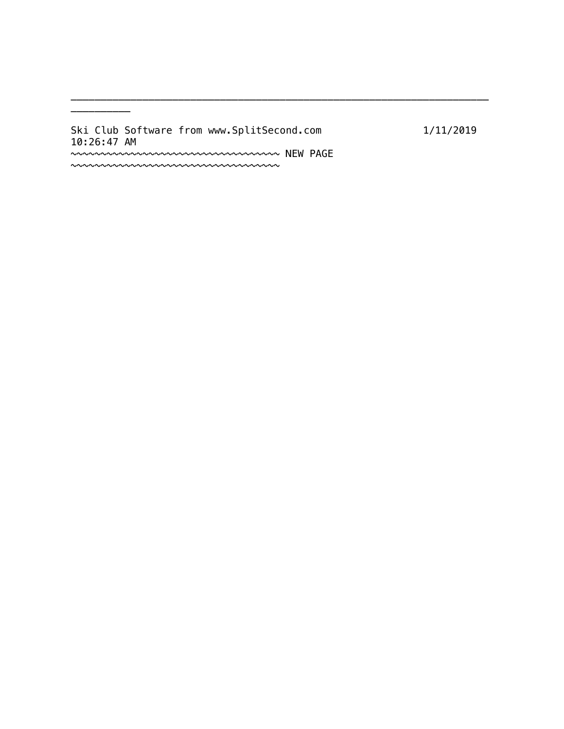_______________________________________________________________________

Ski Club Software from www.SplitSecond.com 1/11/2019 10:26:47 AM

~~~~~~~~~~~~~~~~~~~~~~~~~~~~~~~~~~~ NEW PAGE ~~~~~~~~~~~~~~~~~~~~~~~~~~~~~~~~~~~